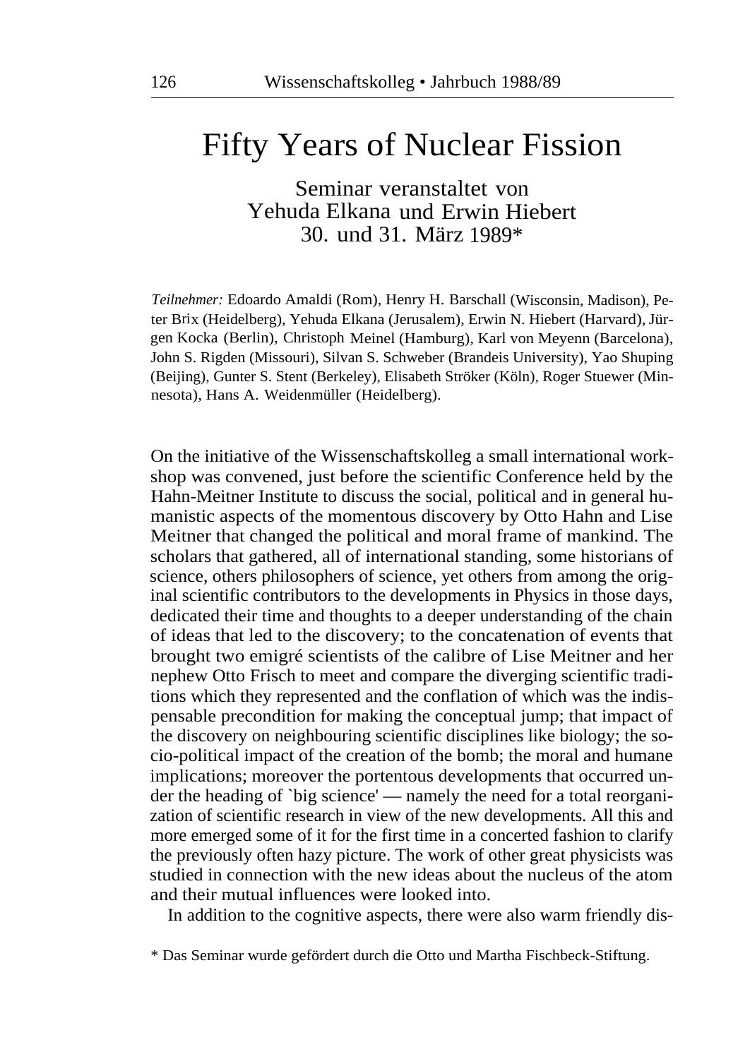# Fifty Years of Nuclear Fission

Seminar veranstaltet von
Yehuda Elkana und Erwin Hiebert
30. und 31. März 1989*

*Teilnehmer:* Edoardo Amaldi (Rom), Henry H. Barschall (Wisconsin, Madison), Peter Brix (Heidelberg), Yehuda Elkana (Jerusalem), Erwin N. Hiebert (Harvard), Jürgen Kocka (Berlin), Christoph Meinel (Hamburg), Karl von Meyenn (Barcelona), John S. Rigden (Missouri), Silvan S. Schweber (Brandeis University), Yao Shuping (Beijing), Gunter S. Stent (Berkeley), Elisabeth Ströker (Köln), Roger Stuewer (Minnesota), Hans A. Weidenmüller (Heidelberg).

On the initiative of the Wissenschaftskolleg a small international workshop was convened, just before the scientific Conference held by the Hahn-Meitner Institute to discuss the social, political and in general humanistic aspects of the momentous discovery by Otto Hahn and Lise Meitner that changed the political and moral frame of mankind. The scholars that gathered, all of international standing, some historians of science, others philosophers of science, yet others from among the original scientific contributors to the developments in Physics in those days, dedicated their time and thoughts to a deeper understanding of the chain of ideas that led to the discovery; to the concatenation of events that brought two emigré scientists of the calibre of Lise Meitner and her nephew Otto Frisch to meet and compare the diverging scientific traditions which they represented and the conflation of which was the indispensable precondition for making the conceptual jump; that impact of the discovery on neighbouring scientific disciplines like biology; the socio-political impact of the creation of the bomb; the moral and humane implications; moreover the portentous developments that occurred under the heading of `big science' — namely the need for a total reorganization of scientific research in view of the new developments. All this and more emerged some of it for the first time in a concerted fashion to clarify the previously often hazy picture. The work of other great physicists was studied in connection with the new ideas about the nucleus of the atom and their mutual influences were looked into.

In addition to the cognitive aspects, there were also warm friendly dis-

* Das Seminar wurde gefördert durch die Otto und Martha Fischbeck-Stiftung.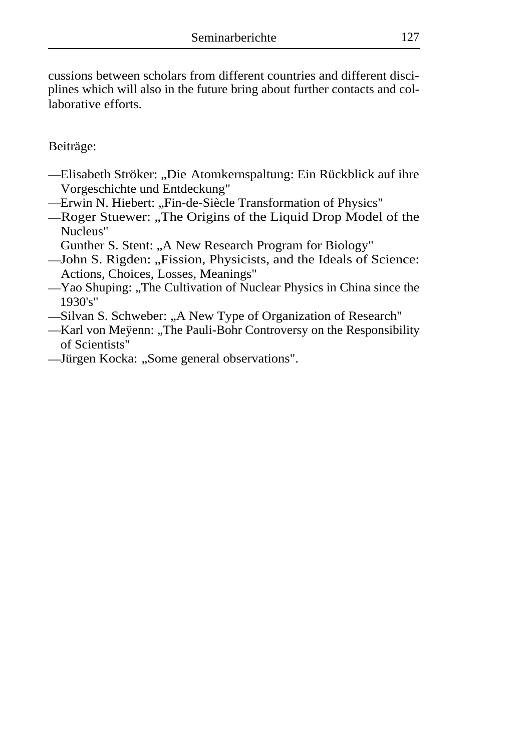cussions between scholars from different countries and different disciplines which will also in the future bring about further contacts and collaborative efforts.

Beiträge:

- —Elisabeth Ströker: „Die Atomkernspaltung: Ein Rückblick auf ihre Vorgeschichte und Entdeckung"
- —Erwin N. Hiebert: „Fin-de-Siècle Transformation of Physics"
- —Roger Stuewer: „The Origins of the Liquid Drop Model of the Nucleus"
  Gunther S. Stent: „A New Research Program for Biology"
- —John S. Rigden: „Fission, Physicists, and the Ideals of Science: Actions, Choices, Losses, Meanings"
- —Yao Shuping: „The Cultivation of Nuclear Physics in China since the 1930's"
- —Silvan S. Schweber: „A New Type of Organization of Research"
- —Karl von Meÿenn: „The Pauli-Bohr Controversy on the Responsibility of Scientists"
- —Jürgen Kocka: „Some general observations".